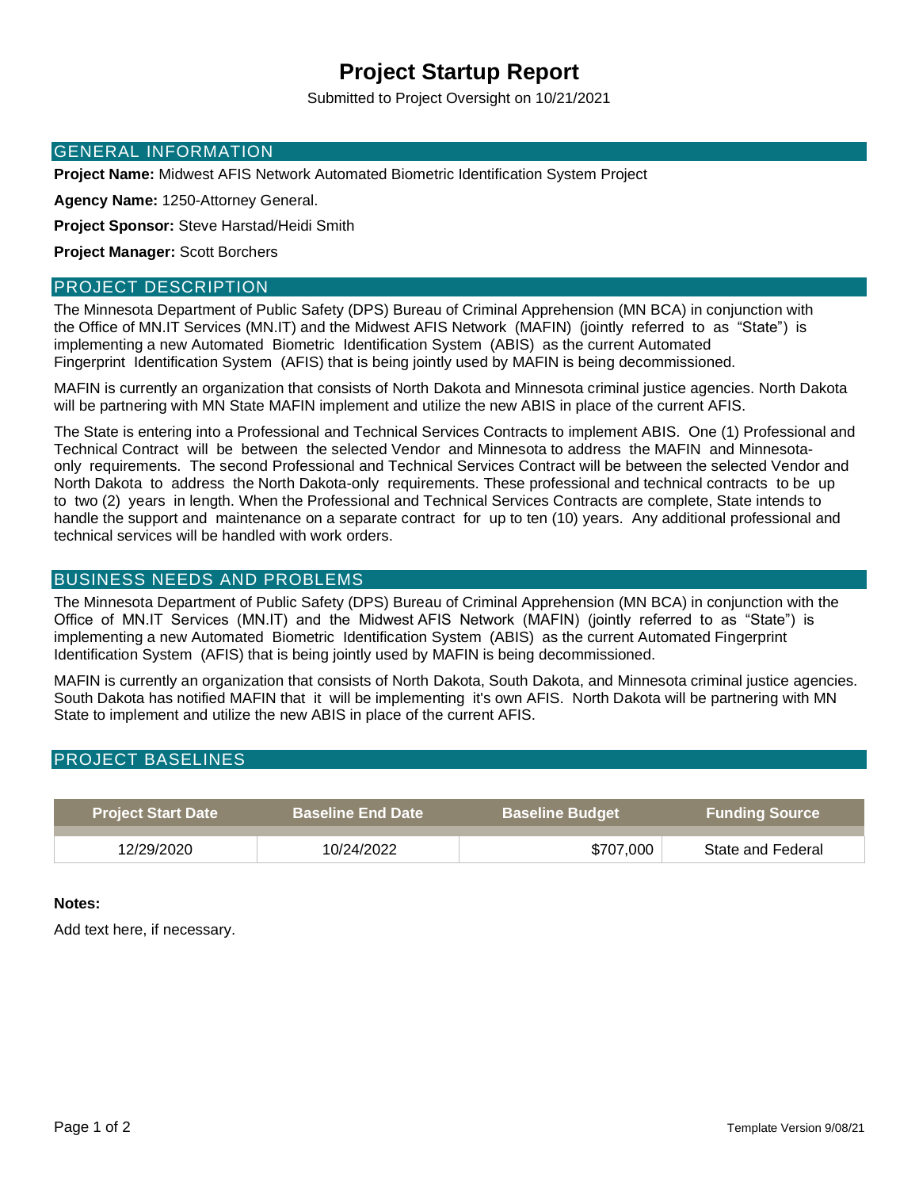# Project Startup Report

Submitted to Project Oversight on 10/21/2021

## GENERAL INFORMATION

**Project Name:** Midwest AFIS Network Automated Biometric Identification System Project

**Agency Name:** 1250-Attorney General.

**Project Sponsor:** Steve Harstad/Heidi Smith

**Project Manager:** Scott Borchers

## PROJECT DESCRIPTION

The Minnesota Department of Public Safety (DPS) Bureau of Criminal Apprehension (MN BCA) in conjunction with the Office of MN.IT Services (MN.IT) and the Midwest AFIS Network (MAFIN) (jointly referred to as "State") is implementing a new Automated Biometric Identification System (ABIS) as the current Automated Fingerprint Identification System (AFIS) that is being jointly used by MAFIN is being decommissioned.

MAFIN is currently an organization that consists of North Dakota and Minnesota criminal justice agencies. North Dakota will be partnering with MN State MAFIN implement and utilize the new ABIS in place of the current AFIS.

The State is entering into a Professional and Technical Services Contracts to implement ABIS. One (1) Professional and Technical Contract will be between the selected Vendor and Minnesota to address the MAFIN and Minnesota-only requirements. The second Professional and Technical Services Contract will be between the selected Vendor and North Dakota to address the North Dakota-only requirements. These professional and technical contracts to be up to two (2) years in length. When the Professional and Technical Services Contracts are complete, State intends to handle the support and maintenance on a separate contract for up to ten (10) years. Any additional professional and technical services will be handled with work orders.

## BUSINESS NEEDS AND PROBLEMS

The Minnesota Department of Public Safety (DPS) Bureau of Criminal Apprehension (MN BCA) in conjunction with the Office of MN.IT Services (MN.IT) and the Midwest AFIS Network (MAFIN) (jointly referred to as "State") is implementing a new Automated Biometric Identification System (ABIS) as the current Automated Fingerprint Identification System (AFIS) that is being jointly used by MAFIN is being decommissioned.

MAFIN is currently an organization that consists of North Dakota, South Dakota, and Minnesota criminal justice agencies. South Dakota has notified MAFIN that it will be implementing it's own AFIS. North Dakota will be partnering with MN State to implement and utilize the new ABIS in place of the current AFIS.

## PROJECT BASELINES

| Project Start Date | Baseline End Date | Baseline Budget | Funding Source |
|---|---|---|---|
| 12/29/2020 | 10/24/2022 | $707,000 | State and Federal |

**Notes:**

Add text here, if necessary.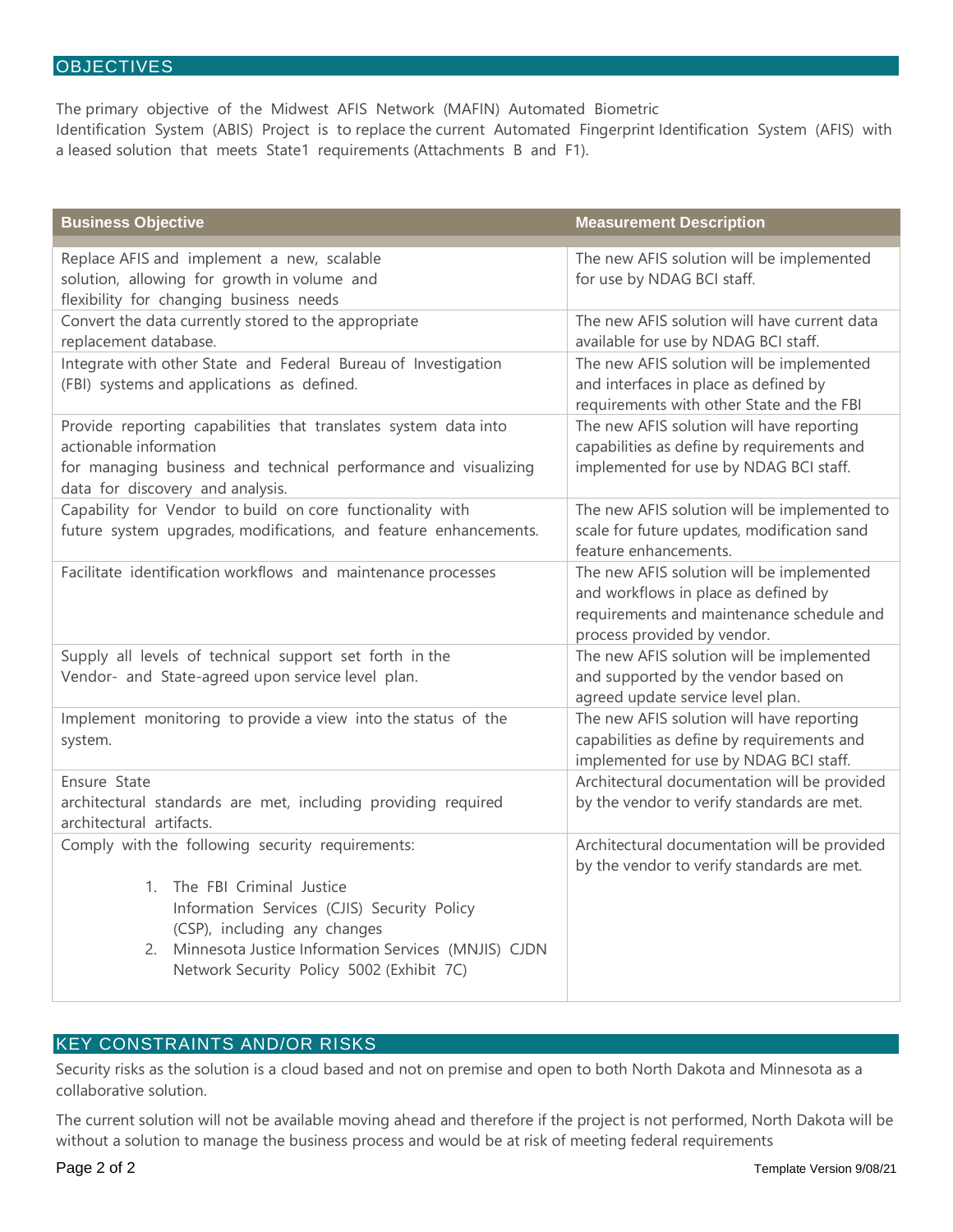## OBJECTIVES

The primary objective of the Midwest AFIS Network (MAFIN) Automated Biometric Identification System (ABIS) Project is to replace the current Automated Fingerprint Identification System (AFIS) with a leased solution that meets State1 requirements (Attachments B and F1).

| Business Objective | Measurement Description |
| --- | --- |
| Replace AFIS and implement a new, scalable solution, allowing for growth in volume and flexibility for changing business needs | The new AFIS solution will be implemented for use by NDAG BCI staff. |
| Convert the data currently stored to the appropriate replacement database. | The new AFIS solution will have current data available for use by NDAG BCI staff. |
| Integrate with other State and Federal Bureau of Investigation (FBI) systems and applications as defined. | The new AFIS solution will be implemented and interfaces in place as defined by requirements with other State and the FBI |
| Provide reporting capabilities that translates system data into actionable information for managing business and technical performance and visualizing data for discovery and analysis. | The new AFIS solution will have reporting capabilities as define by requirements and implemented for use by NDAG BCI staff. |
| Capability for Vendor to build on core functionality with future system upgrades, modifications, and feature enhancements. | The new AFIS solution will be implemented to scale for future updates, modification sand feature enhancements. |
| Facilitate identification workflows and maintenance processes | The new AFIS solution will be implemented and workflows in place as defined by requirements and maintenance schedule and process provided by vendor. |
| Supply all levels of technical support set forth in the Vendor- and State-agreed upon service level plan. | The new AFIS solution will be implemented and supported by the vendor based on agreed update service level plan. |
| Implement monitoring to provide a view into the status of the system. | The new AFIS solution will have reporting capabilities as define by requirements and implemented for use by NDAG BCI staff. |
| Ensure State architectural standards are met, including providing required architectural artifacts. | Architectural documentation will be provided by the vendor to verify standards are met. |
| Comply with the following security requirements:<br>1. The FBI Criminal Justice Information Services (CJIS) Security Policy (CSP), including any changes<br>2. Minnesota Justice Information Services (MNJIS) CJDN Network Security Policy 5002 (Exhibit 7C) | Architectural documentation will be provided by the vendor to verify standards are met. |

## KEY CONSTRAINTS AND/OR RISKS

Security risks as the solution is a cloud based and not on premise and open to both North Dakota and Minnesota as a collaborative solution.

The current solution will not be available moving ahead and therefore if the project is not performed, North Dakota will be without a solution to manage the business process and would be at risk of meeting federal requirements